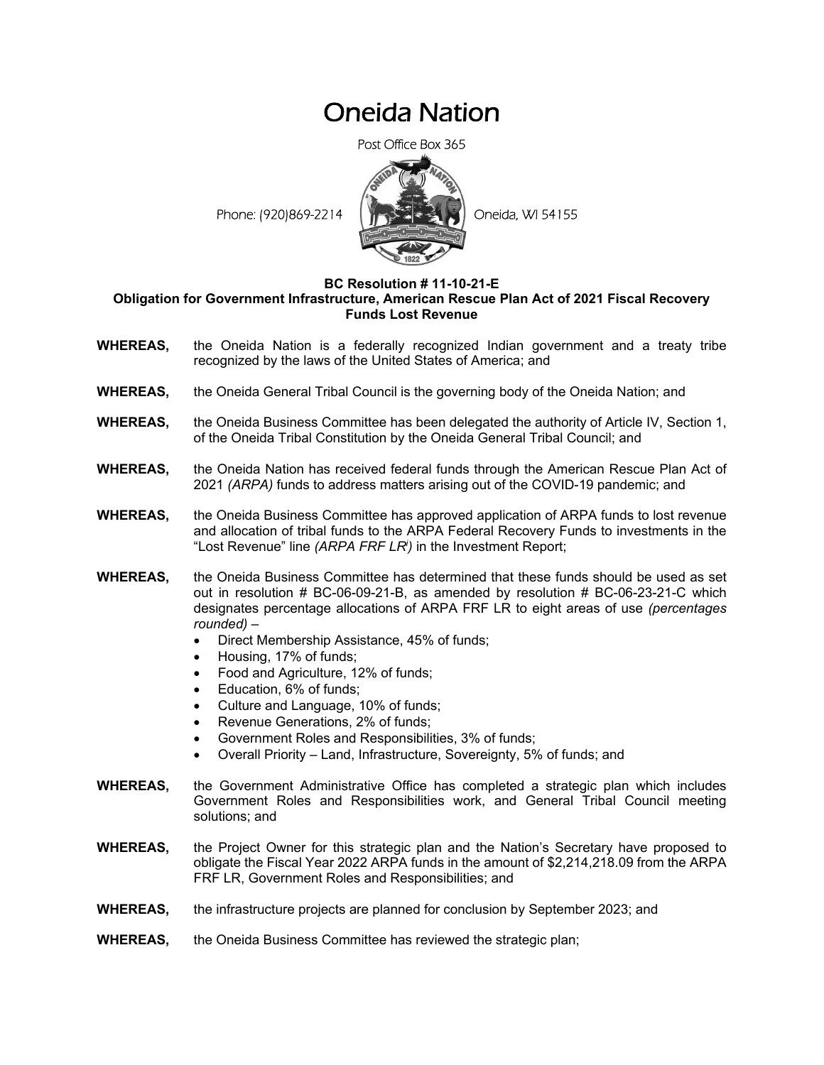# Oneida Nation

Post Office Box 365

Phone: (920)869-2214

Oneida, WI 54155

**BC Resolution # 11-10-21-E**
**Obligation for Government Infrastructure, American Rescue Plan Act of 2021 Fiscal Recovery Funds Lost Revenue**

**WHEREAS,** the Oneida Nation is a federally recognized Indian government and a treaty tribe recognized by the laws of the United States of America; and

**WHEREAS,** the Oneida General Tribal Council is the governing body of the Oneida Nation; and

**WHEREAS,** the Oneida Business Committee has been delegated the authority of Article IV, Section 1, of the Oneida Tribal Constitution by the Oneida General Tribal Council; and

**WHEREAS,** the Oneida Nation has received federal funds through the American Rescue Plan Act of 2021 *(ARPA)* funds to address matters arising out of the COVID-19 pandemic; and

**WHEREAS,** the Oneida Business Committee has approved application of ARPA funds to lost revenue and allocation of tribal funds to the ARPA Federal Recovery Funds to investments in the "Lost Revenue" line *(ARPA FRF LR[i])* in the Investment Report;

**WHEREAS,** the Oneida Business Committee has determined that these funds should be used as set out in resolution # BC-06-09-21-B, as amended by resolution # BC-06-23-21-C which designates percentage allocations of ARPA FRF LR to eight areas of use *(percentages rounded)* –

- Direct Membership Assistance, 45% of funds;
- Housing, 17% of funds;
- Food and Agriculture, 12% of funds;
- Education, 6% of funds;
- Culture and Language, 10% of funds;
- Revenue Generations, 2% of funds;
- Government Roles and Responsibilities, 3% of funds;
- Overall Priority – Land, Infrastructure, Sovereignty, 5% of funds; and

**WHEREAS,** the Government Administrative Office has completed a strategic plan which includes Government Roles and Responsibilities work, and General Tribal Council meeting solutions; and

**WHEREAS,** the Project Owner for this strategic plan and the Nation's Secretary have proposed to obligate the Fiscal Year 2022 ARPA funds in the amount of $2,214,218.09 from the ARPA FRF LR, Government Roles and Responsibilities; and

**WHEREAS,** the infrastructure projects are planned for conclusion by September 2023; and

**WHEREAS,** the Oneida Business Committee has reviewed the strategic plan;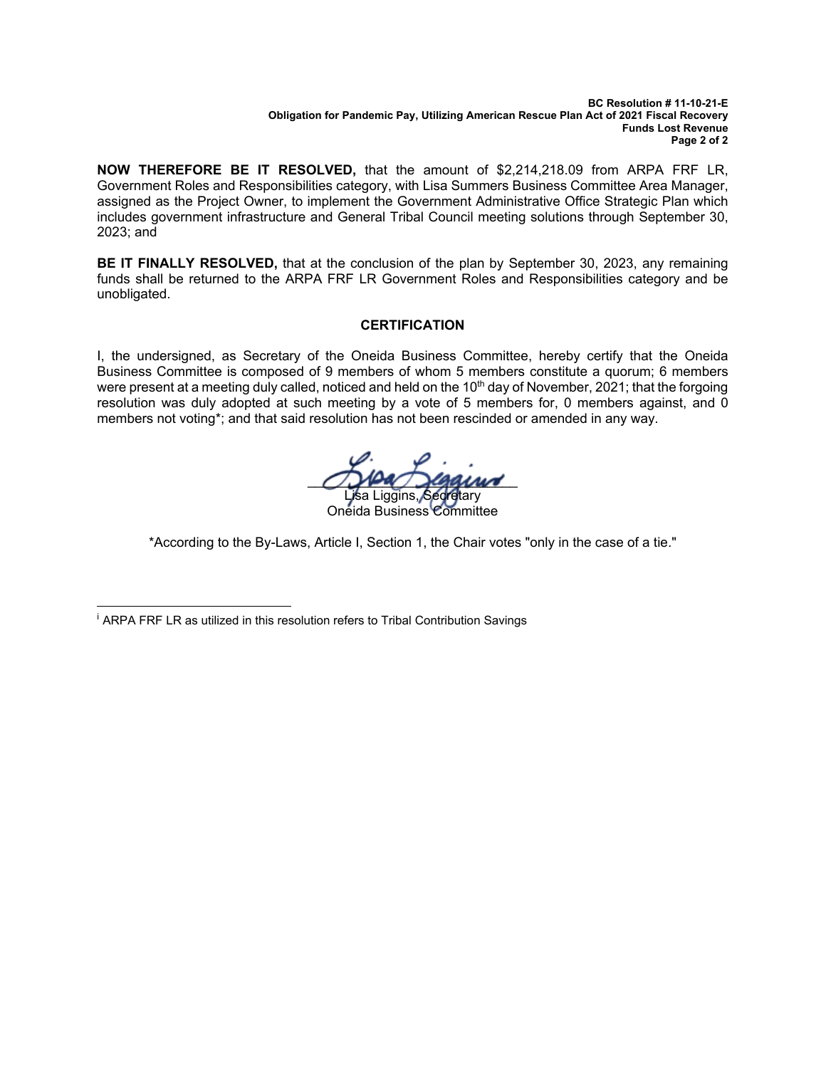**NOW THEREFORE BE IT RESOLVED,** that the amount of $2,214,218.09 from ARPA FRF LR, Government Roles and Responsibilities category, with Lisa Summers Business Committee Area Manager, assigned as the Project Owner, to implement the Government Administrative Office Strategic Plan which includes government infrastructure and General Tribal Council meeting solutions through September 30, 2023; and

**BE IT FINALLY RESOLVED,** that at the conclusion of the plan by September 30, 2023, any remaining funds shall be returned to the ARPA FRF LR Government Roles and Responsibilities category and be unobligated.

## CERTIFICATION

I, the undersigned, as Secretary of the Oneida Business Committee, hereby certify that the Oneida Business Committee is composed of 9 members of whom 5 members constitute a quorum; 6 members were present at a meeting duly called, noticed and held on the 10th day of November, 2021; that the forgoing resolution was duly adopted at such meeting by a vote of 5 members for, 0 members against, and 0 members not voting*; and that said resolution has not been rescinded or amended in any way.

Lisa Liggins, Secretary
Oneida Business Committee

*According to the By-Laws, Article I, Section 1, the Chair votes "only in the case of a tie."

---

[i] ARPA FRF LR as utilized in this resolution refers to Tribal Contribution Savings